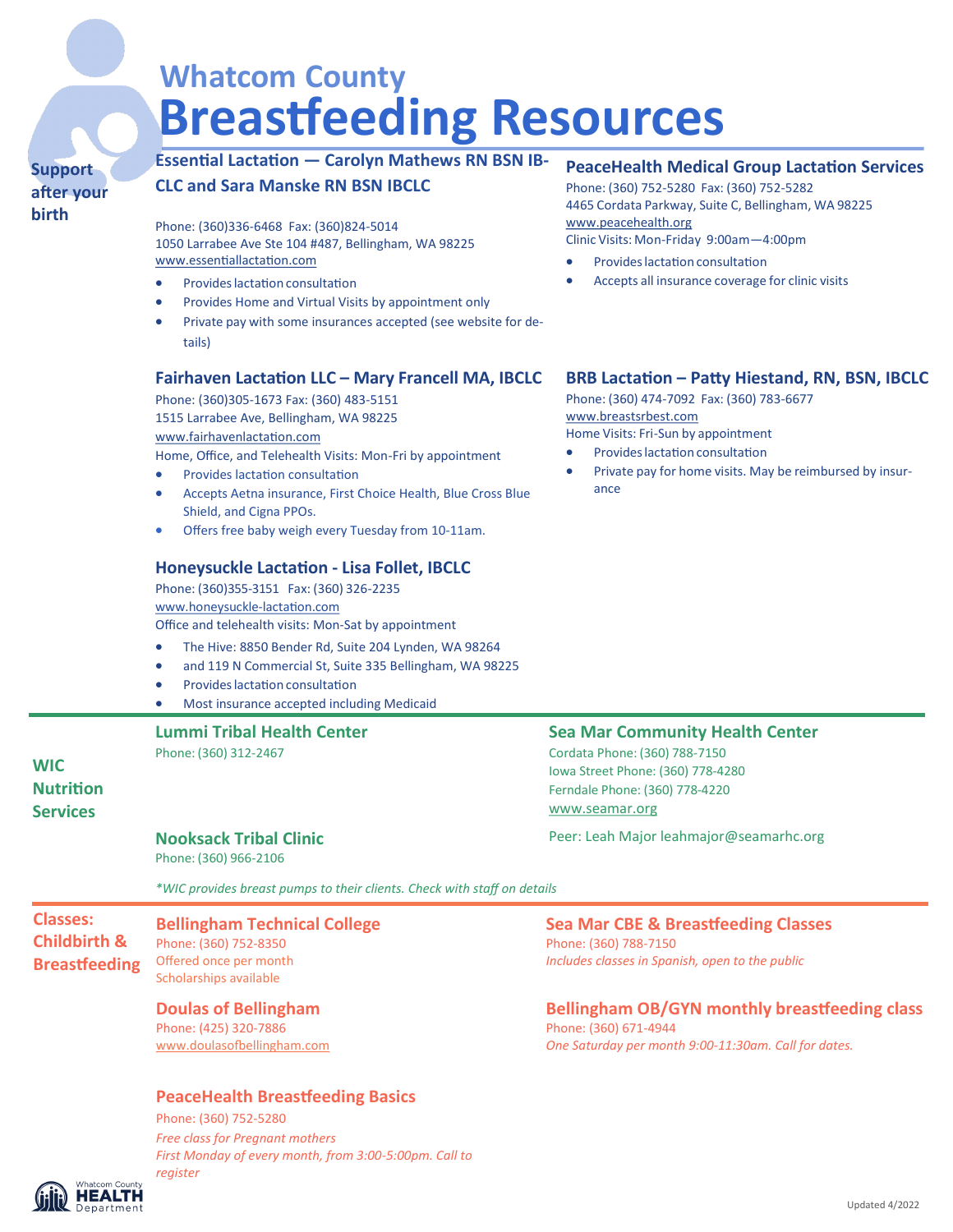# Whatcom County Breastfeeding Resources

## Support after your birth

### Essential Lactation — Carolyn Mathews RN BSN IBCLC and Sara Manske RN BSN IBCLC

Phone: (360)336-6468 Fax: (360)824-5014
1050 Larrabee Ave Ste 104 #487, Bellingham, WA 98225
www.essentiallactation.com

- Provides lactation consultation
- Provides Home and Virtual Visits by appointment only
- Private pay with some insurances accepted (see website for details)

### Fairhaven Lactation LLC – Mary Francell MA, IBCLC

Phone: (360)305-1673 Fax: (360) 483-5151
1515 Larrabee Ave, Bellingham, WA 98225
www.fairhavenlactation.com
Home, Office, and Telehealth Visits: Mon-Fri by appointment

- Provides lactation consultation
- Accepts Aetna insurance, First Choice Health, Blue Cross Blue Shield, and Cigna PPOs.
- Offers free baby weigh every Tuesday from 10-11am.

### Honeysuckle Lactation - Lisa Follet, IBCLC

Phone: (360)355-3151 Fax: (360) 326-2235
www.honeysuckle-lactation.com
Office and telehealth visits: Mon-Sat by appointment

- The Hive: 8850 Bender Rd, Suite 204 Lynden, WA 98264
- and 119 N Commercial St, Suite 335 Bellingham, WA 98225
- Provides lactation consultation
- Most insurance accepted including Medicaid

### PeaceHealth Medical Group Lactation Services

Phone: (360) 752-5280 Fax: (360) 752-5282
4465 Cordata Parkway, Suite C, Bellingham, WA 98225
www.peacehealth.org
Clinic Visits: Mon-Friday 9:00am—4:00pm

- Provides lactation consultation
- Accepts all insurance coverage for clinic visits

### BRB Lactation – Patty Hiestand, RN, BSN, IBCLC

Phone: (360) 474-7092 Fax: (360) 783-6677
www.breastsrbest.com
Home Visits: Fri-Sun by appointment

- Provides lactation consultation
- Private pay for home visits. May be reimbursed by insurance

## WIC Nutrition Services

### Lummi Tribal Health Center

Phone: (360) 312-2467

### Nooksack Tribal Clinic

Phone: (360) 966-2106

### Sea Mar Community Health Center

Cordata Phone: (360) 788-7150
Iowa Street Phone: (360) 778-4280
Ferndale Phone: (360) 778-4220
www.seamar.org

Peer: Leah Major leahmajor@seamarhc.org

*\*WIC provides breast pumps to their clients. Check with staff on details*

## Classes: Childbirth & Breastfeeding

### Bellingham Technical College

Phone: (360) 752-8350
Offered once per month
Scholarships available

### Doulas of Bellingham

Phone: (425) 320-7886
www.doulasofbellingham.com

### PeaceHealth Breastfeeding Basics

Phone: (360) 752-5280
*Free class for Pregnant mothers*
*First Monday of every month, from 3:00-5:00pm. Call to register*

### Sea Mar CBE & Breastfeeding Classes

Phone: (360) 788-7150
*Includes classes in Spanish, open to the public*

### Bellingham OB/GYN monthly breastfeeding class

Phone: (360) 671-4944
*One Saturday per month 9:00-11:30am. Call for dates.*

Whatcom County HEALTH Department

Updated 4/2022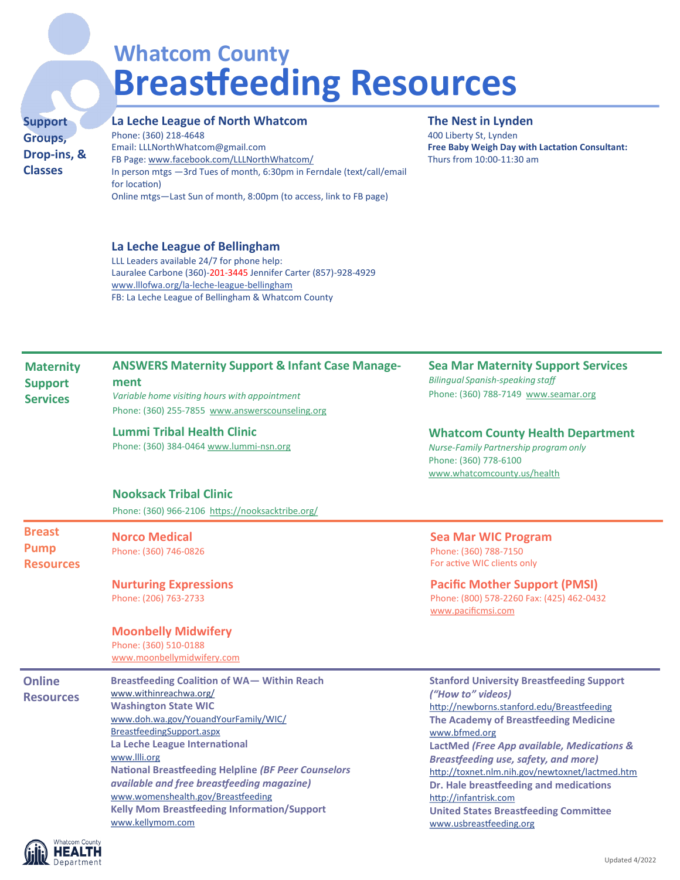# Whatcom County
# Breastfeeding Resources

## Support Groups, Drop-ins, & Classes

### La Leche League of North Whatcom
Phone: (360) 218-4648
Email: LLLNorthWhatcom@gmail.com
FB Page: www.facebook.com/LLLNorthWhatcom/
In person mtgs —3rd Tues of month, 6:30pm in Ferndale (text/call/email for location)
Online mtgs—Last Sun of month, 8:00pm (to access, link to FB page)

### La Leche League of Bellingham
LLL Leaders available 24/7 for phone help:
Lauralee Carbone (360)-201-3445 Jennifer Carter (857)-928-4929
www.lllofwa.org/la-leche-league-bellingham
FB: La Leche League of Bellingham & Whatcom County

### The Nest in Lynden
400 Liberty St, Lynden
**Free Baby Weigh Day with Lactation Consultant:**
Thurs from 10:00-11:30 am

## Maternity Support Services

### ANSWERS Maternity Support & Infant Case Management
*Variable home visiting hours with appointment*
Phone: (360) 255-7855 www.answerscounseling.org

### Lummi Tribal Health Clinic
Phone: (360) 384-0464 www.lummi-nsn.org

### Nooksack Tribal Clinic
Phone: (360) 966-2106 https://nooksacktribe.org/

### Sea Mar Maternity Support Services
*Bilingual Spanish-speaking staff*
Phone: (360) 788-7149 www.seamar.org

### Whatcom County Health Department
*Nurse-Family Partnership program only*
Phone: (360) 778-6100
www.whatcomcounty.us/health

## Breast Pump Resources

### Norco Medical
Phone: (360) 746-0826

### Nurturing Expressions
Phone: (206) 763-2733

### Moonbelly Midwifery
Phone: (360) 510-0188
www.moonbellymidwifery.com

### Sea Mar WIC Program
Phone: (360) 788-7150
For active WIC clients only

### Pacific Mother Support (PMSI)
Phone: (800) 578-2260 Fax: (425) 462-0432
www.pacificmsi.com

## Online Resources

**Breastfeeding Coalition of WA— Within Reach**
www.withinreachwa.org/
**Washington State WIC**
www.doh.wa.gov/YouandYourFamily/WIC/BreastfeedingSupport.aspx
**La Leche League International**
www.llli.org
**National Breastfeeding Helpline** ***(BF Peer Counselors available and free breastfeeding magazine)***
www.womenshealth.gov/Breastfeeding
**Kelly Mom Breastfeeding Information/Support**
www.kellymom.com

**Stanford University Breastfeeding Support** ***("How to" videos)***
http://newborns.stanford.edu/Breastfeeding
**The Academy of Breastfeeding Medicine**
www.bfmed.org
**LactMed** ***(Free App available, Medications & Breastfeeding use, safety, and more)***
http://toxnet.nlm.nih.gov/newtoxnet/lactmed.htm
**Dr. Hale breastfeeding and medications**
http://infantrisk.com
**United States Breastfeeding Committee**
www.usbreastfeeding.org

Whatcom County HEALTH Department

Updated 4/2022